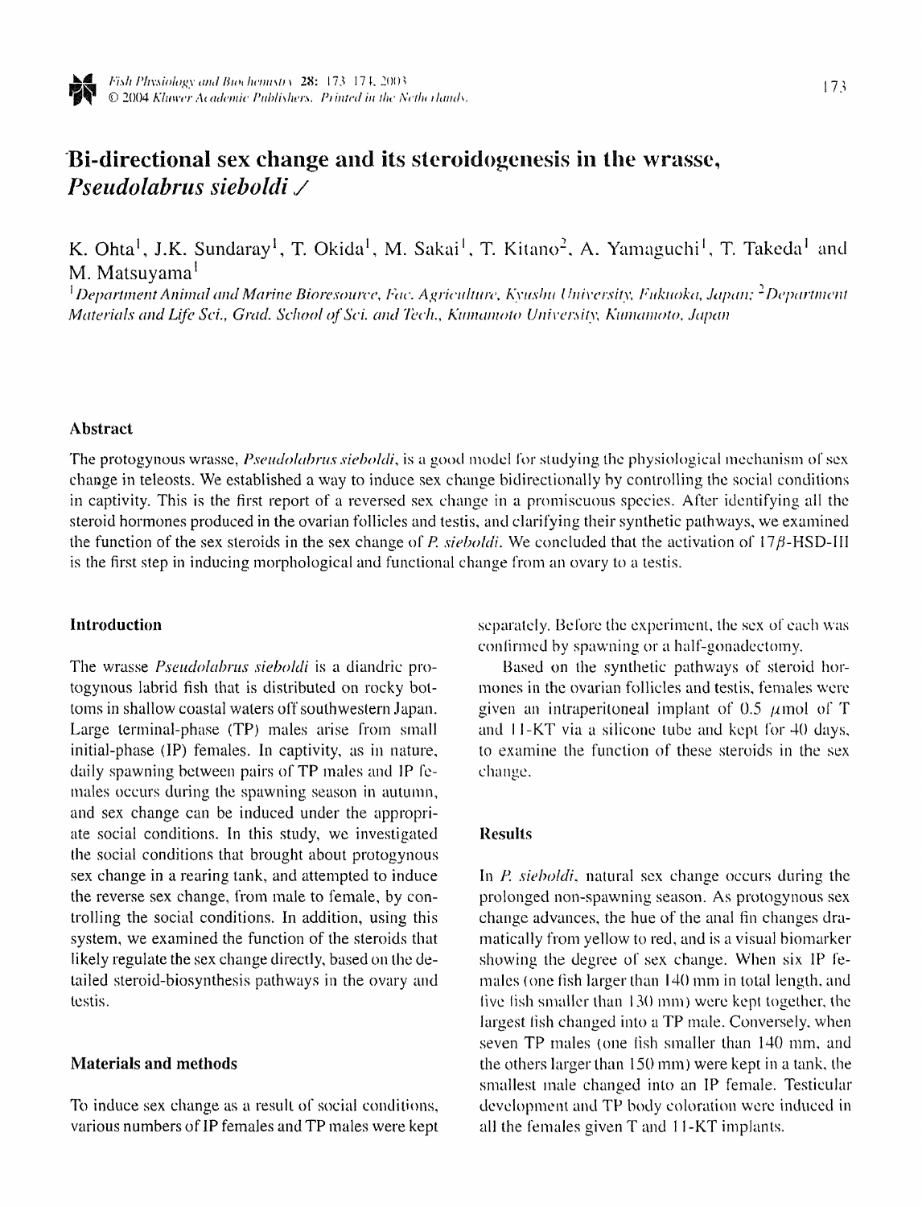# Bi-directional sex change and its steroidogenesis in the wrasse, *Pseudolabrus sieboldi*

K. Ohta[1], J.K. Sundaray[1], T. Okida[1], M. Sakai[1], T. Kitano[2], A. Yamaguchi[1], T. Takeda[1] and M. Matsuyama[1]

[1]*Department Animal and Marine Bioresource, Fac. Agriculture, Kyushu University, Fukuoka, Japan;* [2]*Department Materials and Life Sci., Grad. School of Sci. and Tech., Kumamoto University, Kumamoto, Japan*

## Abstract

The protogynous wrasse, *Pseudolabrus sieboldi*, is a good model for studying the physiological mechanism of sex change in teleosts. We established a way to induce sex change bidirectionally by controlling the social conditions in captivity. This is the first report of a reversed sex change in a promiscuous species. After identifying all the steroid hormones produced in the ovarian follicles and testis, and clarifying their synthetic pathways, we examined the function of the sex steroids in the sex change of *P. sieboldi*. We concluded that the activation of 17$\beta$-HSD-III is the first step in inducing morphological and functional change from an ovary to a testis.

## Introduction

The wrasse *Pseudolabrus sieboldi* is a diandric protogynous labrid fish that is distributed on rocky bottoms in shallow coastal waters off southwestern Japan. Large terminal-phase (TP) males arise from small initial-phase (IP) females. In captivity, as in nature, daily spawning between pairs of TP males and IP females occurs during the spawning season in autumn, and sex change can be induced under the appropriate social conditions. In this study, we investigated the social conditions that brought about protogynous sex change in a rearing tank, and attempted to induce the reverse sex change, from male to female, by controlling the social conditions. In addition, using this system, we examined the function of the steroids that likely regulate the sex change directly, based on the detailed steroid-biosynthesis pathways in the ovary and testis.

## Materials and methods

To induce sex change as a result of social conditions, various numbers of IP females and TP males were kept separately. Before the experiment, the sex of each was confirmed by spawning or a half-gonadectomy.

Based on the synthetic pathways of steroid hormones in the ovarian follicles and testis, females were given an intraperitoneal implant of 0.5 $\mu$mol of T and 11-KT via a silicone tube and kept for 40 days, to examine the function of these steroids in the sex change.

## Results

In *P. sieboldi*, natural sex change occurs during the prolonged non-spawning season. As protogynous sex change advances, the hue of the anal fin changes dramatically from yellow to red, and is a visual biomarker showing the degree of sex change. When six IP females (one fish larger than 140 mm in total length, and five fish smaller than 130 mm) were kept together, the largest fish changed into a TP male. Conversely, when seven TP males (one fish smaller than 140 mm, and the others larger than 150 mm) were kept in a tank, the smallest male changed into an IP female. Testicular development and TP body coloration were induced in all the females given T and 11-KT implants.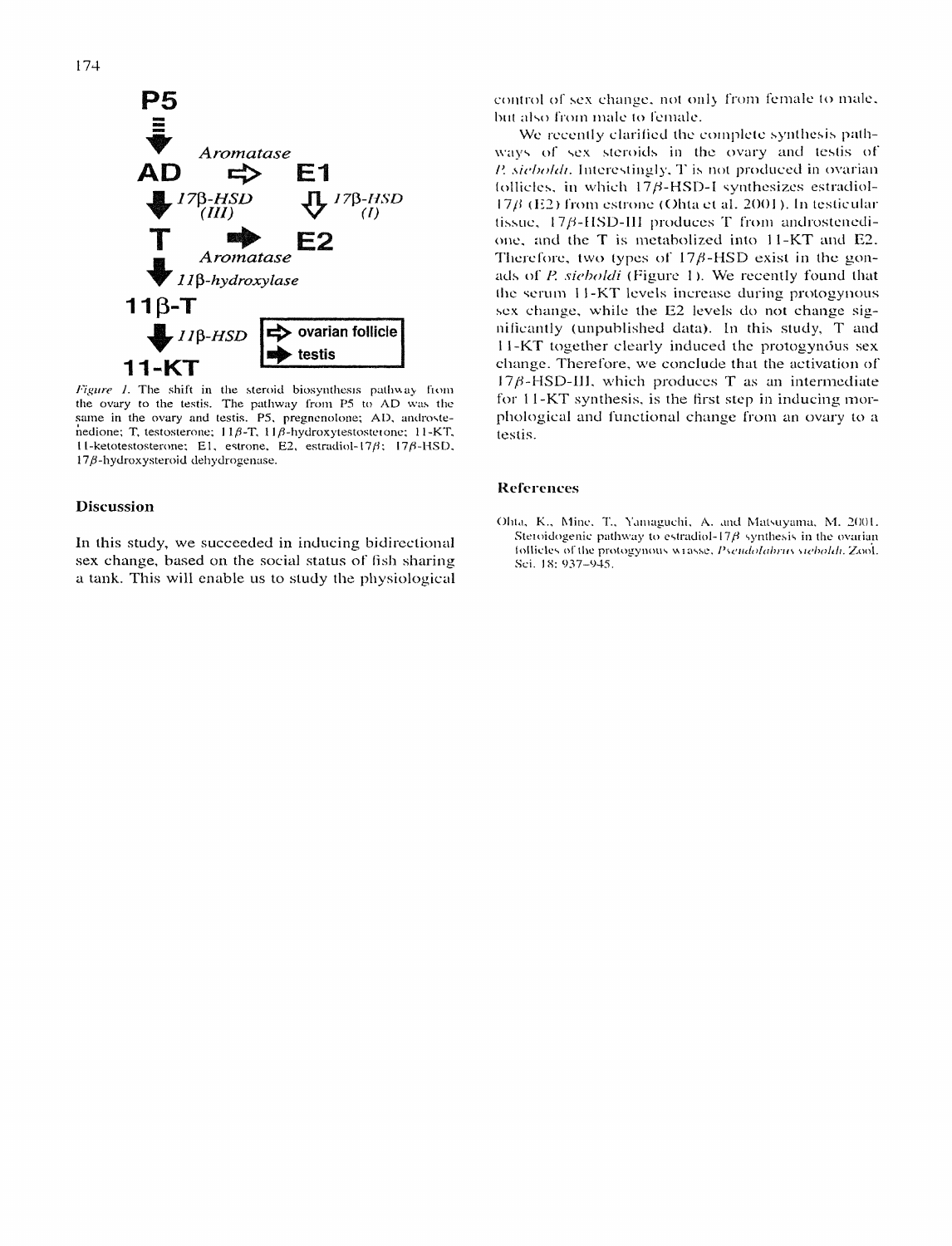P5

AD

E1

T

E2

11β-T

11-KT

Aromatase

17β-HSD (III)

17β-HSD (I)

Aromatase

11β-hydroxylase

11β-HSD

ovarian follicle

testis

*Figure 1.* The shift in the steroid biosynthesis pathway from the ovary to the testis. The pathway from P5 to AD was the same in the ovary and testis. P5, pregnenolone; AD, androstenedione; T, testosterone; 11β-T, 11β-hydroxytestosterone; 11-KT, 11-ketotestosterone; E1, estrone, E2, estradiol-17β; 17β-HSD, 17β-hydroxysteroid dehydrogenase.

## Discussion

In this study, we succeeded in inducing bidirectional sex change, based on the social status of fish sharing a tank. This will enable us to study the physiological control of sex change, not only from female to male, but also from male to female.

We recently clarified the complete synthesis pathways of sex steroids in the ovary and testis of *P. sieboldi*. Interestingly, T is not produced in ovarian follicles, in which 17β-HSD-I synthesizes estradiol-17β (E2) from estrone (Ohta et al. 2001). In testicular tissue, 17β-HSD-III produces T from androstenedione, and the T is metabolized into 11-KT and E2. Therefore, two types of 17β-HSD exist in the gonads of *P. sieboldi* (Figure 1). We recently found that the serum 11-KT levels increase during protogynous sex change, while the E2 levels do not change significantly (unpublished data). In this study, T and 11-KT together clearly induced the protogynous sex change. Therefore, we conclude that the activation of 17β-HSD-III, which produces T as an intermediate for 11-KT synthesis, is the first step in inducing morphological and functional change from an ovary to a testis.

## References

Ohta, K., Mine, T., Yamaguchi, A. and Matsuyama, M. 2001. Steroidogenic pathway to estradiol-17β synthesis in the ovarian follicles of the protogynous wrasse, *Pseudolabrus sieboldi*. Zool. Sci. 18: 937–945.